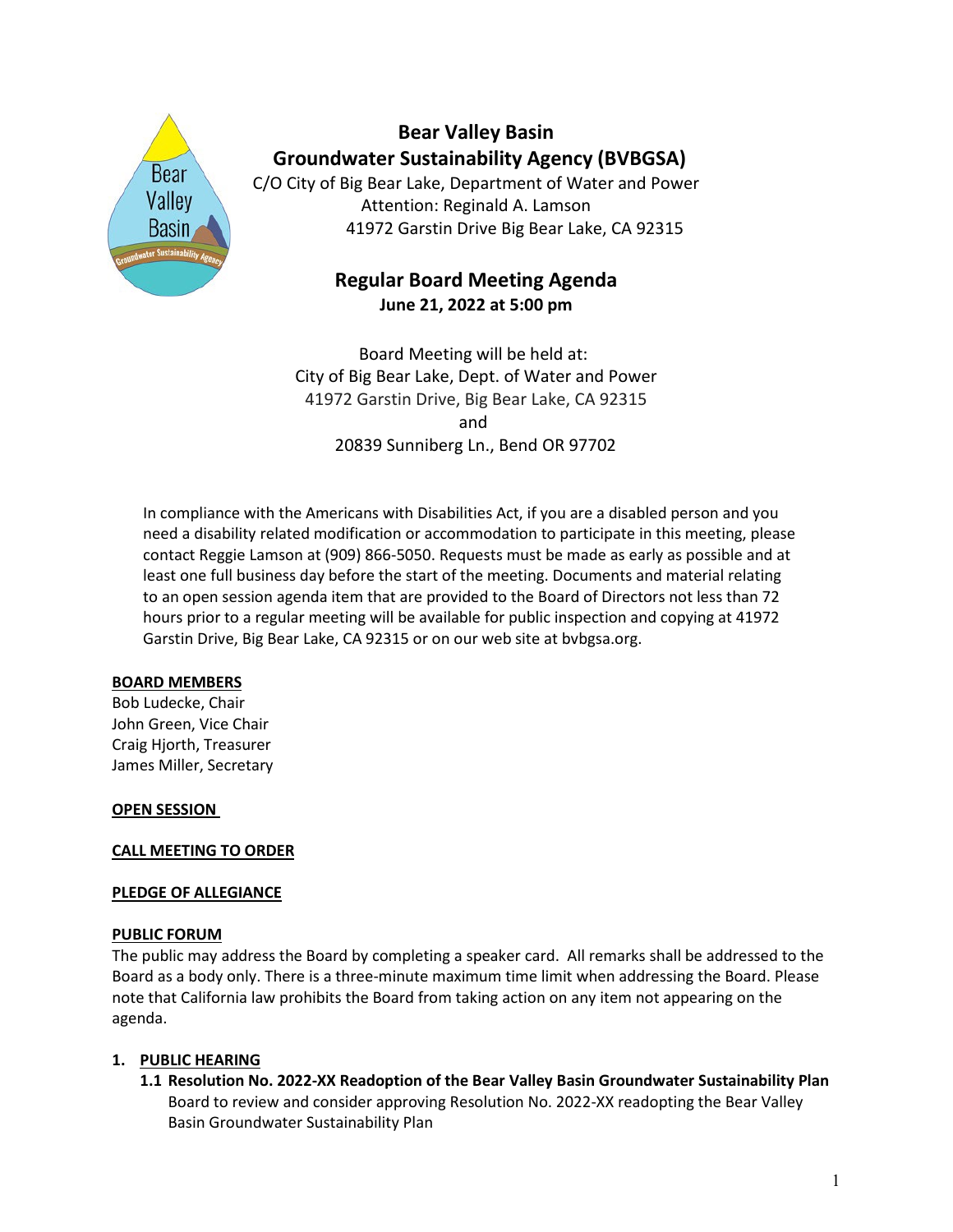# Bear Valley Basin Groundwater Sustainability Agency (BVBGSA)

C/O City of Big Bear Lake, Department of Water and Power
Attention: Reginald A. Lamson
41972 Garstin Drive Big Bear Lake, CA 92315

## Regular Board Meeting Agenda

**June 21, 2022 at 5:00 pm**

Board Meeting will be held at:
City of Big Bear Lake, Dept. of Water and Power
41972 Garstin Drive, Big Bear Lake, CA 92315
and
20839 Sunniberg Ln., Bend OR 97702

In compliance with the Americans with Disabilities Act, if you are a disabled person and you need a disability related modification or accommodation to participate in this meeting, please contact Reggie Lamson at (909) 866-5050. Requests must be made as early as possible and at least one full business day before the start of the meeting. Documents and material relating to an open session agenda item that are provided to the Board of Directors not less than 72 hours prior to a regular meeting will be available for public inspection and copying at 41972 Garstin Drive, Big Bear Lake, CA 92315 or on our web site at bvbgsa.org.

**BOARD MEMBERS**

Bob Ludecke, Chair
John Green, Vice Chair
Craig Hjorth, Treasurer
James Miller, Secretary

**OPEN SESSION**

**CALL MEETING TO ORDER**

**PLEDGE OF ALLEGIANCE**

**PUBLIC FORUM**

The public may address the Board by completing a speaker card. All remarks shall be addressed to the Board as a body only. There is a three-minute maximum time limit when addressing the Board. Please note that California law prohibits the Board from taking action on any item not appearing on the agenda.

1. **PUBLIC HEARING**
   - **1.1 Resolution No. 2022-XX Readoption of the Bear Valley Basin Groundwater Sustainability Plan**
     Board to review and consider approving Resolution No. 2022-XX readopting the Bear Valley Basin Groundwater Sustainability Plan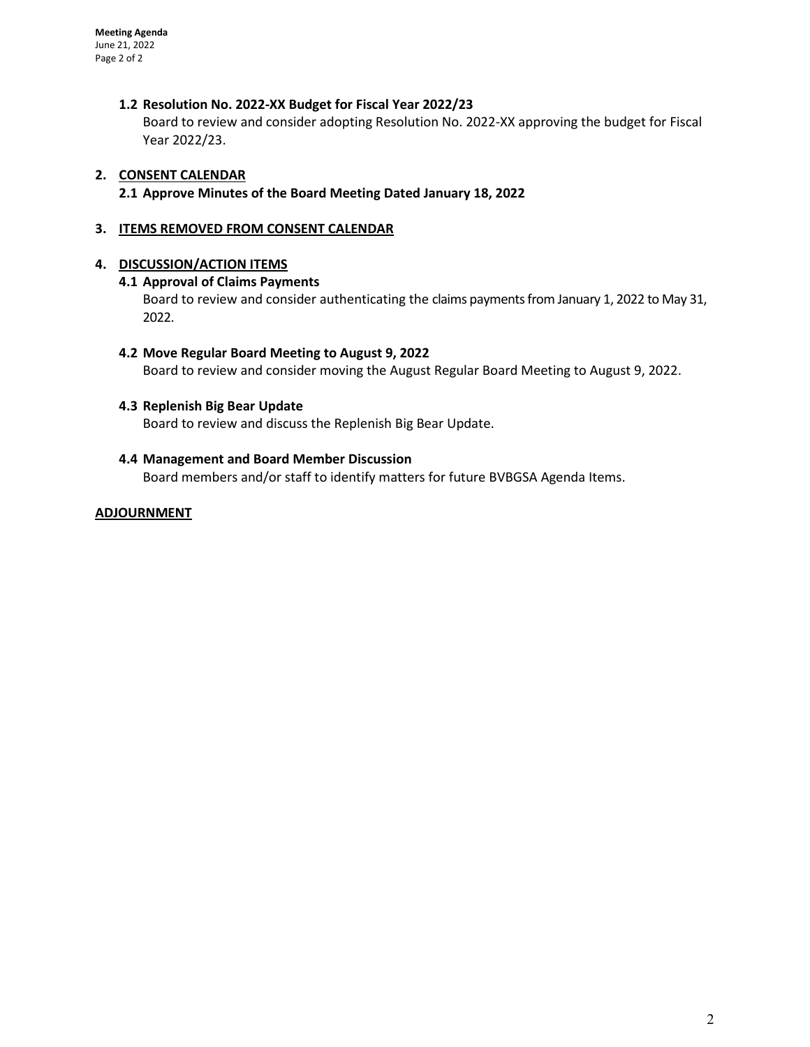**1.2 Resolution No. 2022-XX Budget for Fiscal Year 2022/23**

Board to review and consider adopting Resolution No. 2022-XX approving the budget for Fiscal Year 2022/23.

## 2. CONSENT CALENDAR

**2.1 Approve Minutes of the Board Meeting Dated January 18, 2022**

## 3. ITEMS REMOVED FROM CONSENT CALENDAR

## 4. DISCUSSION/ACTION ITEMS

**4.1 Approval of Claims Payments**

Board to review and consider authenticating the claims payments from January 1, 2022 to May 31, 2022.

**4.2 Move Regular Board Meeting to August 9, 2022**

Board to review and consider moving the August Regular Board Meeting to August 9, 2022.

**4.3 Replenish Big Bear Update**

Board to review and discuss the Replenish Big Bear Update.

**4.4 Management and Board Member Discussion**

Board members and/or staff to identify matters for future BVBGSA Agenda Items.

## ADJOURNMENT